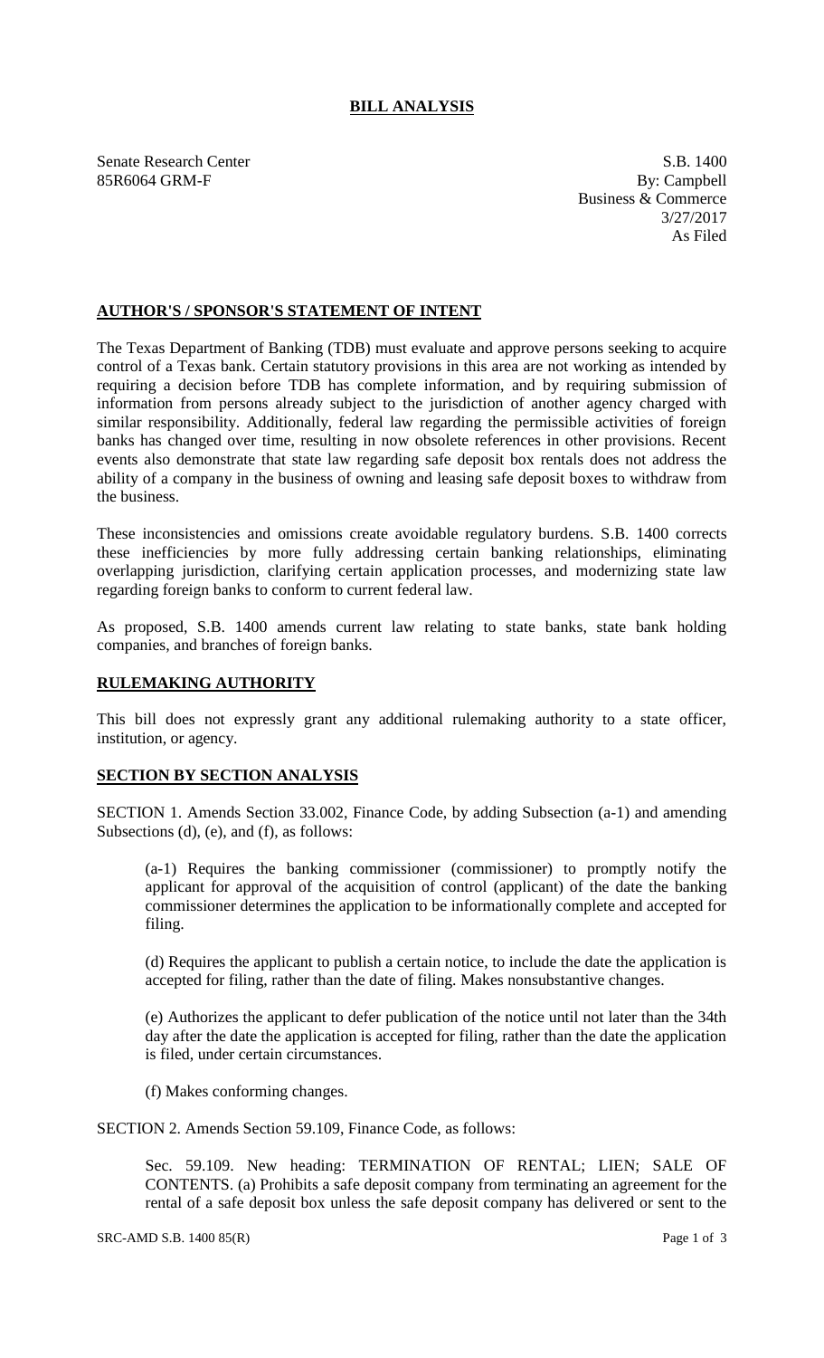# BILL ANALYSIS

Senate Research Center
85R6064 GRM-F

S.B. 1400
By: Campbell
Business & Commerce
3/27/2017
As Filed

## AUTHOR'S / SPONSOR'S STATEMENT OF INTENT

The Texas Department of Banking (TDB) must evaluate and approve persons seeking to acquire control of a Texas bank. Certain statutory provisions in this area are not working as intended by requiring a decision before TDB has complete information, and by requiring submission of information from persons already subject to the jurisdiction of another agency charged with similar responsibility. Additionally, federal law regarding the permissible activities of foreign banks has changed over time, resulting in now obsolete references in other provisions. Recent events also demonstrate that state law regarding safe deposit box rentals does not address the ability of a company in the business of owning and leasing safe deposit boxes to withdraw from the business.

These inconsistencies and omissions create avoidable regulatory burdens. S.B. 1400 corrects these inefficiencies by more fully addressing certain banking relationships, eliminating overlapping jurisdiction, clarifying certain application processes, and modernizing state law regarding foreign banks to conform to current federal law.

As proposed, S.B. 1400 amends current law relating to state banks, state bank holding companies, and branches of foreign banks.

## RULEMAKING AUTHORITY

This bill does not expressly grant any additional rulemaking authority to a state officer, institution, or agency.

## SECTION BY SECTION ANALYSIS

SECTION 1. Amends Section 33.002, Finance Code, by adding Subsection (a-1) and amending Subsections (d), (e), and (f), as follows:

(a-1) Requires the banking commissioner (commissioner) to promptly notify the applicant for approval of the acquisition of control (applicant) of the date the banking commissioner determines the application to be informationally complete and accepted for filing.

(d) Requires the applicant to publish a certain notice, to include the date the application is accepted for filing, rather than the date of filing. Makes nonsubstantive changes.

(e) Authorizes the applicant to defer publication of the notice until not later than the 34th day after the date the application is accepted for filing, rather than the date the application is filed, under certain circumstances.

(f) Makes conforming changes.

SECTION 2. Amends Section 59.109, Finance Code, as follows:

Sec. 59.109. New heading: TERMINATION OF RENTAL; LIEN; SALE OF CONTENTS. (a) Prohibits a safe deposit company from terminating an agreement for the rental of a safe deposit box unless the safe deposit company has delivered or sent to the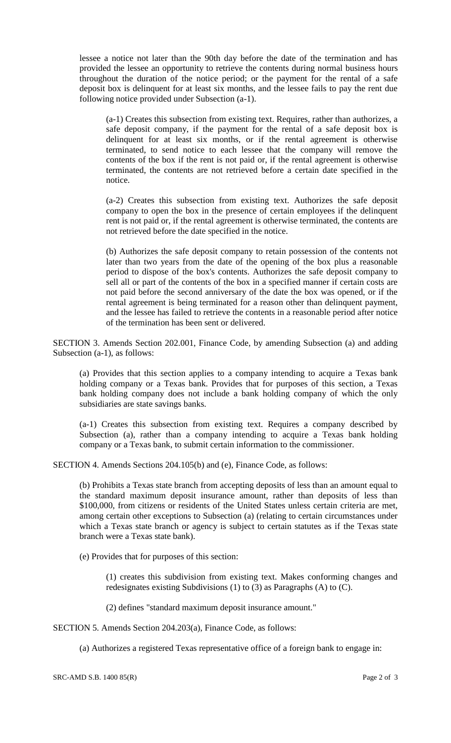lessee a notice not later than the 90th day before the date of the termination and has provided the lessee an opportunity to retrieve the contents during normal business hours throughout the duration of the notice period; or the payment for the rental of a safe deposit box is delinquent for at least six months, and the lessee fails to pay the rent due following notice provided under Subsection (a-1).

(a-1) Creates this subsection from existing text. Requires, rather than authorizes, a safe deposit company, if the payment for the rental of a safe deposit box is delinquent for at least six months, or if the rental agreement is otherwise terminated, to send notice to each lessee that the company will remove the contents of the box if the rent is not paid or, if the rental agreement is otherwise terminated, the contents are not retrieved before a certain date specified in the notice.

(a-2) Creates this subsection from existing text. Authorizes the safe deposit company to open the box in the presence of certain employees if the delinquent rent is not paid or, if the rental agreement is otherwise terminated, the contents are not retrieved before the date specified in the notice.

(b) Authorizes the safe deposit company to retain possession of the contents not later than two years from the date of the opening of the box plus a reasonable period to dispose of the box's contents. Authorizes the safe deposit company to sell all or part of the contents of the box in a specified manner if certain costs are not paid before the second anniversary of the date the box was opened, or if the rental agreement is being terminated for a reason other than delinquent payment, and the lessee has failed to retrieve the contents in a reasonable period after notice of the termination has been sent or delivered.

SECTION 3. Amends Section 202.001, Finance Code, by amending Subsection (a) and adding Subsection (a-1), as follows:

(a) Provides that this section applies to a company intending to acquire a Texas bank holding company or a Texas bank. Provides that for purposes of this section, a Texas bank holding company does not include a bank holding company of which the only subsidiaries are state savings banks.

(a-1) Creates this subsection from existing text. Requires a company described by Subsection (a), rather than a company intending to acquire a Texas bank holding company or a Texas bank, to submit certain information to the commissioner.

SECTION 4. Amends Sections 204.105(b) and (e), Finance Code, as follows:

(b) Prohibits a Texas state branch from accepting deposits of less than an amount equal to the standard maximum deposit insurance amount, rather than deposits of less than \$100,000, from citizens or residents of the United States unless certain criteria are met, among certain other exceptions to Subsection (a) (relating to certain circumstances under which a Texas state branch or agency is subject to certain statutes as if the Texas state branch were a Texas state bank).

(e) Provides that for purposes of this section:

(1) creates this subdivision from existing text. Makes conforming changes and redesignates existing Subdivisions (1) to (3) as Paragraphs (A) to (C).

(2) defines "standard maximum deposit insurance amount."

SECTION 5. Amends Section 204.203(a), Finance Code, as follows:

(a) Authorizes a registered Texas representative office of a foreign bank to engage in: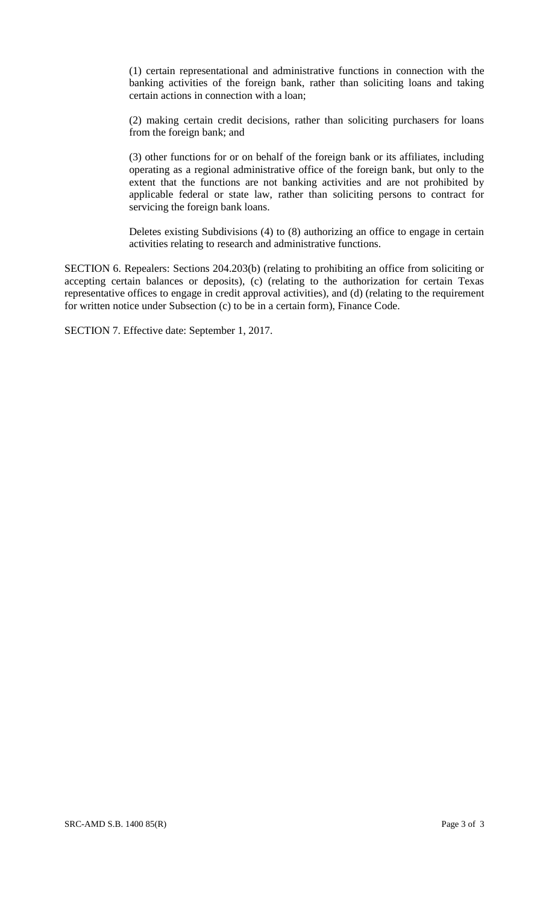(1) certain representational and administrative functions in connection with the banking activities of the foreign bank, rather than soliciting loans and taking certain actions in connection with a loan;

(2) making certain credit decisions, rather than soliciting purchasers for loans from the foreign bank; and

(3) other functions for or on behalf of the foreign bank or its affiliates, including operating as a regional administrative office of the foreign bank, but only to the extent that the functions are not banking activities and are not prohibited by applicable federal or state law, rather than soliciting persons to contract for servicing the foreign bank loans.

Deletes existing Subdivisions (4) to (8) authorizing an office to engage in certain activities relating to research and administrative functions.

SECTION 6. Repealers: Sections 204.203(b) (relating to prohibiting an office from soliciting or accepting certain balances or deposits), (c) (relating to the authorization for certain Texas representative offices to engage in credit approval activities), and (d) (relating to the requirement for written notice under Subsection (c) to be in a certain form), Finance Code.

SECTION 7. Effective date: September 1, 2017.